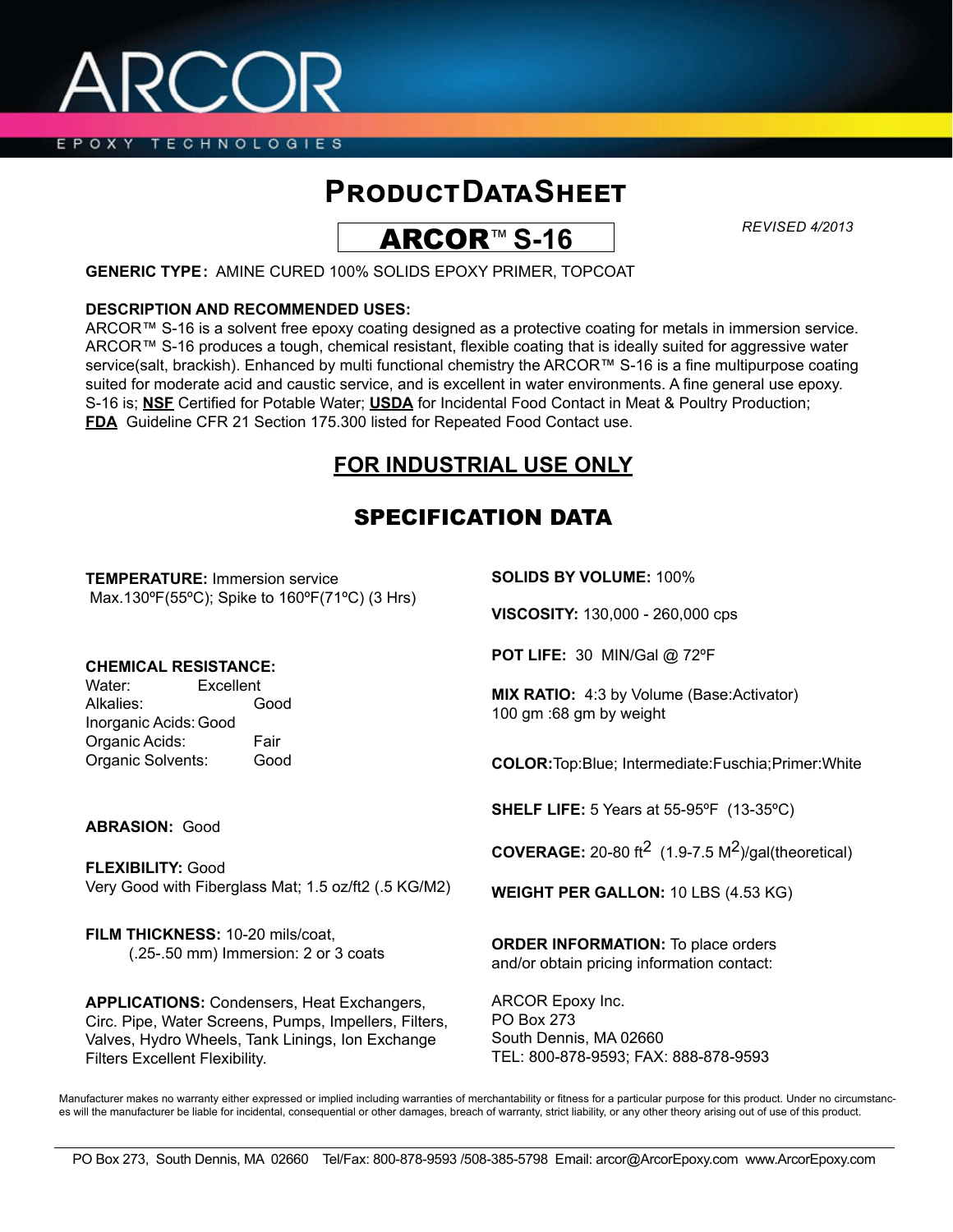ARCOR

EPOXY TECHNOLOGIES

# PRODUCT DATA SHEET

## ARCOR™ S-16

*REVISED 4/2013*

**GENERIC TYPE:** AMINE CURED 100% SOLIDS EPOXY PRIMER, TOPCOAT

**DESCRIPTION AND RECOMMENDED USES:**
ARCOR™ S-16 is a solvent free epoxy coating designed as a protective coating for metals in immersion service. ARCOR™ S-16 produces a tough, chemical resistant, flexible coating that is ideally suited for aggressive water service(salt, brackish). Enhanced by multi functional chemistry the ARCOR™ S-16 is a fine multipurpose coating suited for moderate acid and caustic service, and is excellent in water environments. A fine general use epoxy. S-16 is; **NSF** Certified for Potable Water; **USDA** for Incidental Food Contact in Meat & Poultry Production; **FDA** Guideline CFR 21 Section 175.300 listed for Repeated Food Contact use.

## FOR INDUSTRIAL USE ONLY

## SPECIFICATION DATA

**TEMPERATURE:** Immersion service
Max.130ºF(55ºC); Spike to 160ºF(71ºC) (3 Hrs)

**CHEMICAL RESISTANCE:**

| | |
|---|---|
| Water: | Excellent |
| Alkalies: | Good |
| Inorganic Acids: | Good |
| Organic Acids: | Fair |
| Organic Solvents: | Good |

**ABRASION:** Good

**FLEXIBILITY:** Good
Very Good with Fiberglass Mat; 1.5 oz/ft2 (.5 KG/M2)

**FILM THICKNESS:** 10-20 mils/coat,
(.25-.50 mm) Immersion: 2 or 3 coats

**APPLICATIONS:** Condensers, Heat Exchangers, Circ. Pipe, Water Screens, Pumps, Impellers, Filters, Valves, Hydro Wheels, Tank Linings, Ion Exchange Filters Excellent Flexibility.

**SOLIDS BY VOLUME:** 100%

**VISCOSITY:** 130,000 - 260,000 cps

**POT LIFE:** 30 MIN/Gal @ 72ºF

**MIX RATIO:** 4:3 by Volume (Base:Activator)
100 gm :68 gm by weight

**COLOR:** Top:Blue; Intermediate:Fuschia;Primer:White

**SHELF LIFE:** 5 Years at 55-95ºF (13-35ºC)

**COVERAGE:** 20-80 ft$^2$ (1.9-7.5 M$^2$)/gal(theoretical)

**WEIGHT PER GALLON:** 10 LBS (4.53 KG)

**ORDER INFORMATION:** To place orders and/or obtain pricing information contact:

ARCOR Epoxy Inc.
PO Box 273
South Dennis, MA 02660
TEL: 800-878-9593; FAX: 888-878-9593

Manufacturer makes no warranty either expressed or implied including warranties of merchantability or fitness for a particular purpose for this product. Under no circumstances will the manufacturer be liable for incidental, consequential or other damages, breach of warranty, strict liability, or any other theory arising out of use of this product.

PO Box 273, South Dennis, MA 02660 Tel/Fax: 800-878-9593 /508-385-5798 Email: arcor@ArcorEpoxy.com www.ArcorEpoxy.com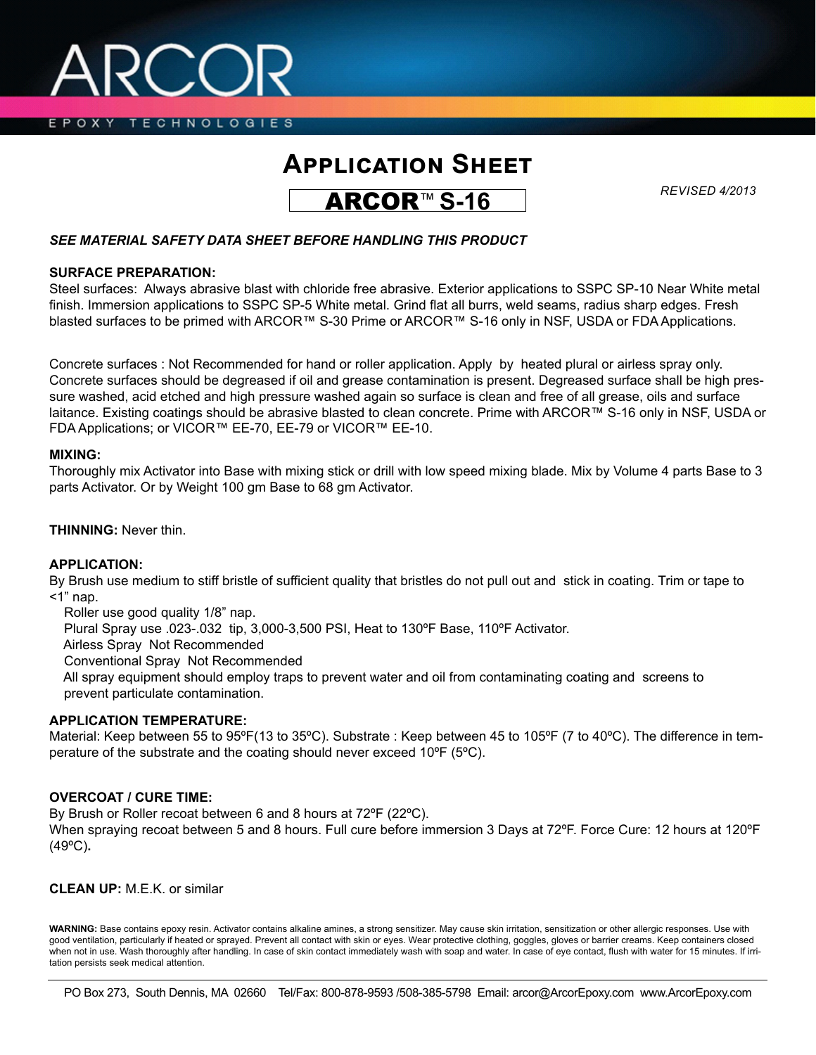ARCOR

EPOXY TECHNOLOGIES

# Application Sheet

## ARCOR™ S-16

*REVISED 4/2013*

***SEE MATERIAL SAFETY DATA SHEET BEFORE HANDLING THIS PRODUCT***

**SURFACE PREPARATION:**
Steel surfaces: Always abrasive blast with chloride free abrasive. Exterior applications to SSPC SP-10 Near White metal finish. Immersion applications to SSPC SP-5 White metal. Grind flat all burrs, weld seams, radius sharp edges. Fresh blasted surfaces to be primed with ARCOR™ S-30 Prime or ARCOR™ S-16 only in NSF, USDA or FDA Applications.

Concrete surfaces : Not Recommended for hand or roller application. Apply by heated plural or airless spray only. Concrete surfaces should be degreased if oil and grease contamination is present. Degreased surface shall be high pressure washed, acid etched and high pressure washed again so surface is clean and free of all grease, oils and surface laitance. Existing coatings should be abrasive blasted to clean concrete. Prime with ARCOR™ S-16 only in NSF, USDA or FDA Applications; or VICOR™ EE-70, EE-79 or VICOR™ EE-10.

**MIXING:**
Thoroughly mix Activator into Base with mixing stick or drill with low speed mixing blade. Mix by Volume 4 parts Base to 3 parts Activator. Or by Weight 100 gm Base to 68 gm Activator.

**THINNING:** Never thin.

**APPLICATION:**
By Brush use medium to stiff bristle of sufficient quality that bristles do not pull out and stick in coating. Trim or tape to <1" nap.
Roller use good quality 1/8" nap.
Plural Spray use .023-.032 tip, 3,000-3,500 PSI, Heat to 130ºF Base, 110ºF Activator.
Airless Spray Not Recommended
Conventional Spray Not Recommended
All spray equipment should employ traps to prevent water and oil from contaminating coating and screens to prevent particulate contamination.

**APPLICATION TEMPERATURE:**
Material: Keep between 55 to 95ºF(13 to 35ºC). Substrate : Keep between 45 to 105ºF (7 to 40ºC). The difference in temperature of the substrate and the coating should never exceed 10ºF (5ºC).

**OVERCOAT / CURE TIME:**
By Brush or Roller recoat between 6 and 8 hours at 72ºF (22ºC).
When spraying recoat between 5 and 8 hours. Full cure before immersion 3 Days at 72ºF. Force Cure: 12 hours at 120ºF (49ºC).

**CLEAN UP:** M.E.K. or similar

**WARNING:** Base contains epoxy resin. Activator contains alkaline amines, a strong sensitizer. May cause skin irritation, sensitization or other allergic responses. Use with good ventilation, particularly if heated or sprayed. Prevent all contact with skin or eyes. Wear protective clothing, goggles, gloves or barrier creams. Keep containers closed when not in use. Wash thoroughly after handling. In case of skin contact immediately wash with soap and water. In case of eye contact, flush with water for 15 minutes. If irritation persists seek medical attention.

PO Box 273, South Dennis, MA 02660 Tel/Fax: 800-878-9593 /508-385-5798 Email: arcor@ArcorEpoxy.com www.ArcorEpoxy.com